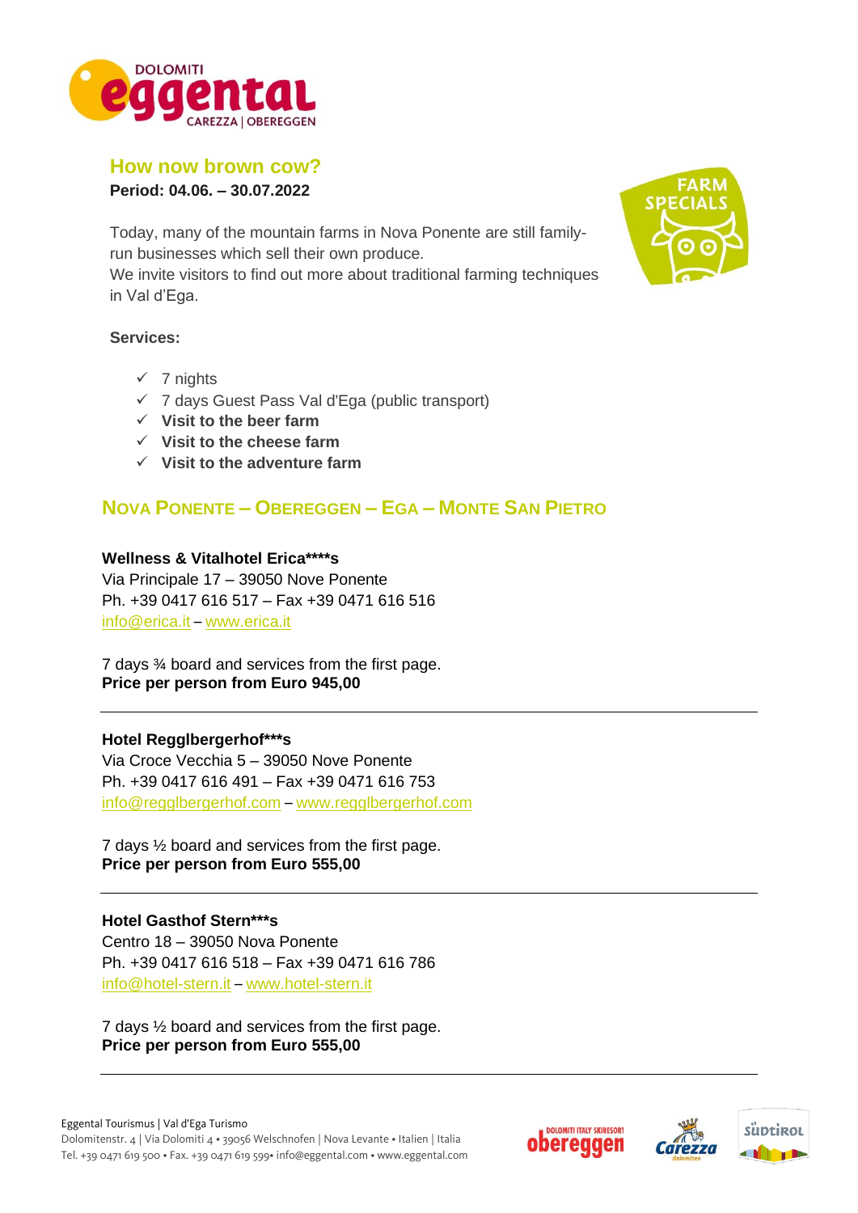## How now brown cow?

**Period: 04.06. – 30.07.2022**

Today, many of the mountain farms in Nova Ponente are still family-run businesses which sell their own produce.
We invite visitors to find out more about traditional farming techniques in Val d'Ega.

FARM SPECIALS

**Services:**

- ✓ 7 nights
- ✓ 7 days Guest Pass Val d'Ega (public transport)
- ✓ **Visit to the beer farm**
- ✓ **Visit to the cheese farm**
- ✓ **Visit to the adventure farm**

## NOVA PONENTE – OBEREGGEN – EGA – MONTE SAN PIETRO

**Wellness & Vitalhotel Erica\*\*\*\*s**
Via Principale 17 – 39050 Nove Ponente
Ph. +39 0417 616 517 – Fax +39 0471 616 516
info@erica.it – www.erica.it

7 days ¾ board and services from the first page.
**Price per person from Euro 945,00**

---

**Hotel Regglbergerhof\*\*\*s**
Via Croce Vecchia 5 – 39050 Nove Ponente
Ph. +39 0417 616 491 – Fax +39 0471 616 753
info@regglbergerhof.com – www.regglbergerhof.com

7 days ½ board and services from the first page.
**Price per person from Euro 555,00**

---

**Hotel Gasthof Stern\*\*\*s**
Centro 18 – 39050 Nova Ponente
Ph. +39 0417 616 518 – Fax +39 0471 616 786
info@hotel-stern.it – www.hotel-stern.it

7 days ½ board and services from the first page.
**Price per person from Euro 555,00**

---

Eggental Tourismus | Val d'Ega Turismo
Dolomitenstr. 4 | Via Dolomiti 4 • 39056 Welschnofen | Nova Levante • Italien | Italia
Tel. +39 0471 619 500 • Fax. +39 0471 619 599• info@eggental.com • www.eggental.com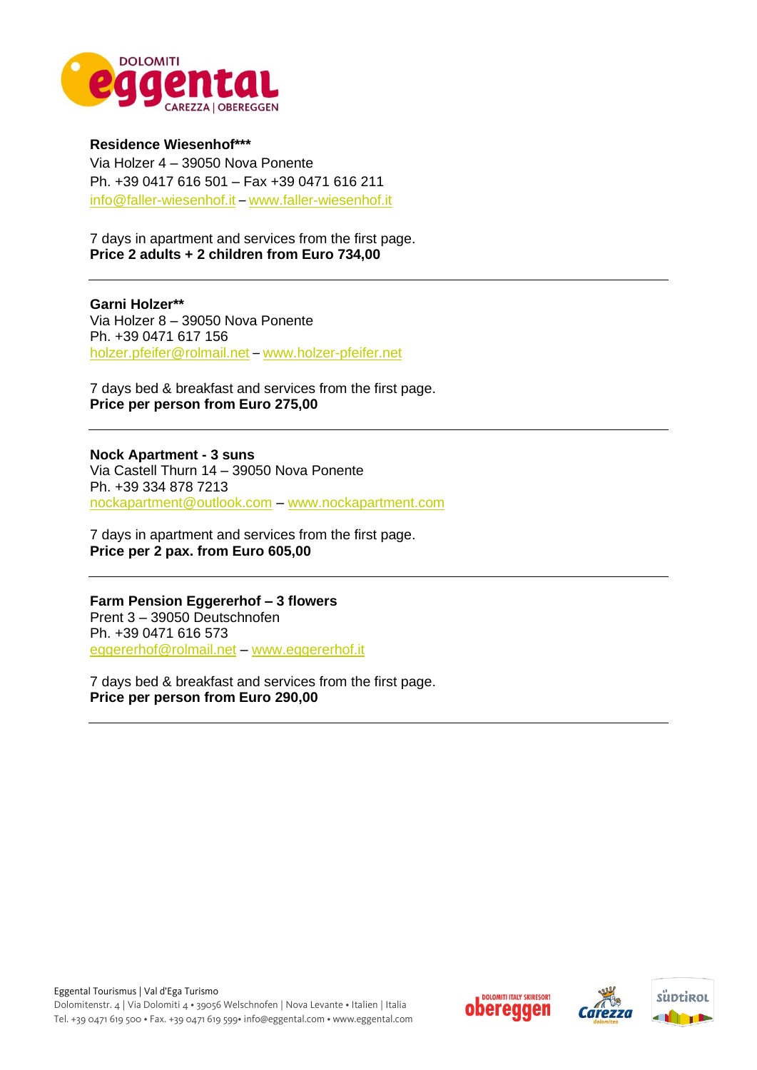**Residence Wiesenhof*****
Via Holzer 4 – 39050 Nova Ponente
Ph. +39 0417 616 501 – Fax +39 0471 616 211
info@faller-wiesenhof.it – www.faller-wiesenhof.it

7 days in apartment and services from the first page.
**Price 2 adults + 2 children from Euro 734,00**

---

**Garni Holzer****
Via Holzer 8 – 39050 Nova Ponente
Ph. +39 0471 617 156
holzer.pfeifer@rolmail.net – www.holzer-pfeifer.net

7 days bed & breakfast and services from the first page.
**Price per person from Euro 275,00**

---

**Nock Apartment - 3 suns**
Via Castell Thurn 14 – 39050 Nova Ponente
Ph. +39 334 878 7213
nockapartment@outlook.com – www.nockapartment.com

7 days in apartment and services from the first page.
**Price per 2 pax. from Euro 605,00**

---

**Farm Pension Eggererhof – 3 flowers**
Prent 3 – 39050 Deutschnofen
Ph. +39 0471 616 573
eggererhof@rolmail.net – www.eggererhof.it

7 days bed & breakfast and services from the first page.
**Price per person from Euro 290,00**

---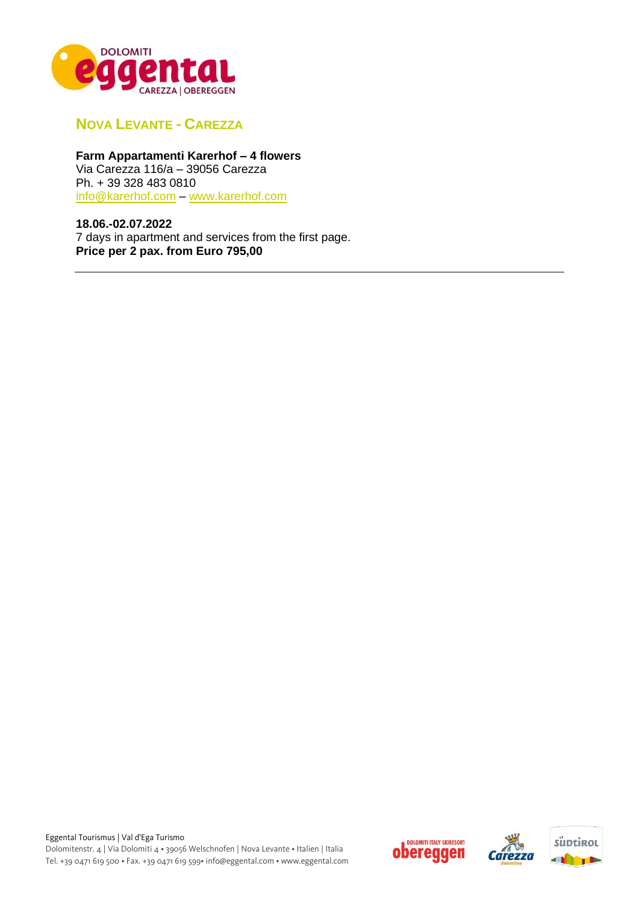## NOVA LEVANTE - CAREZZA

**Farm Appartamenti Karerhof – 4 flowers**
Via Carezza 116/a – 39056 Carezza
Ph. + 39 328 483 0810
info@karerhof.com – www.karerhof.com

**18.06.-02.07.2022**
7 days in apartment and services from the first page.
**Price per 2 pax. from Euro 795,00**

---